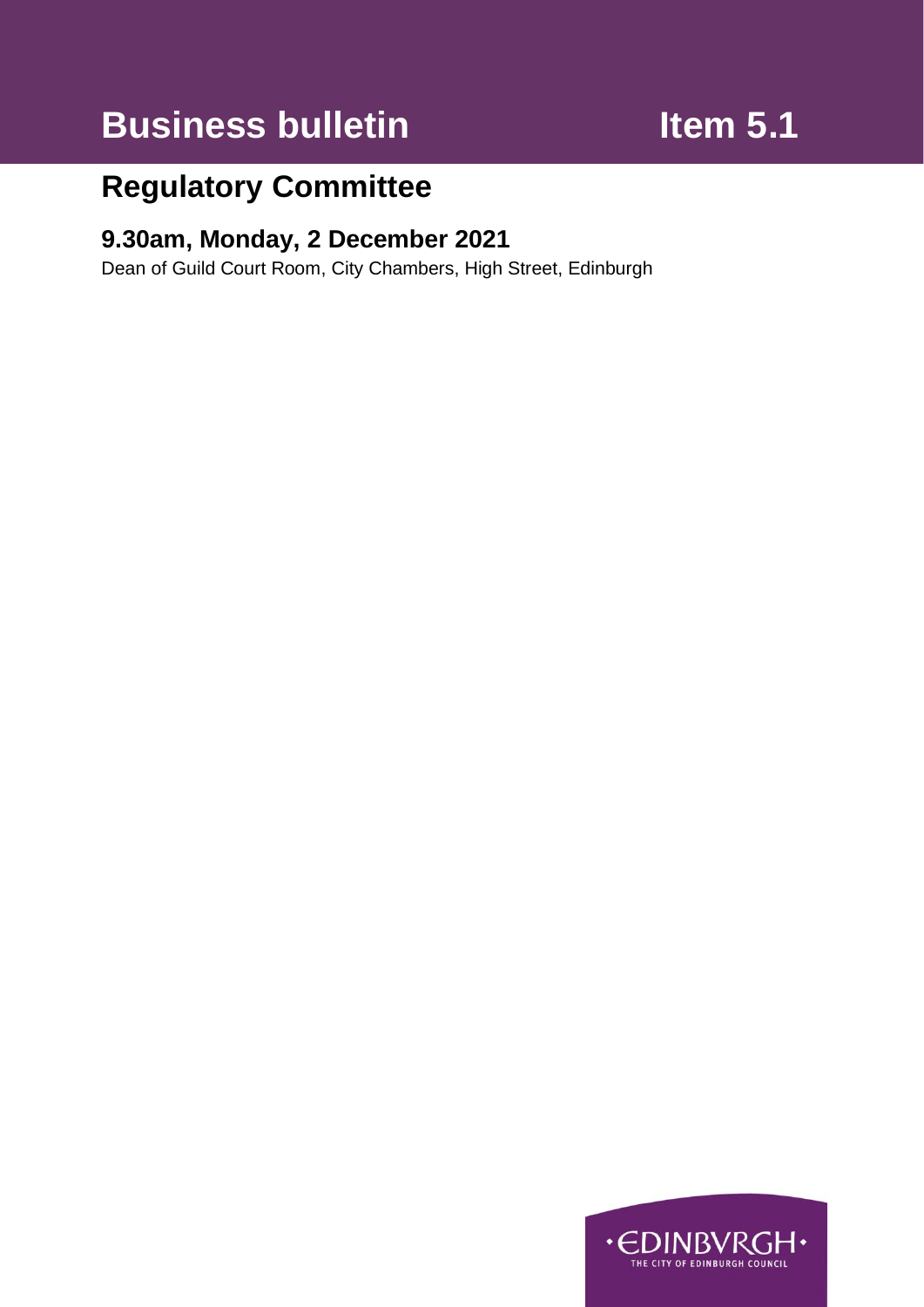# Business bulletin

# Item 5.1

## Regulatory Committee

### 9.30am, Monday, 2 December 2021

Dean of Guild Court Room, City Chambers, High Street, Edinburgh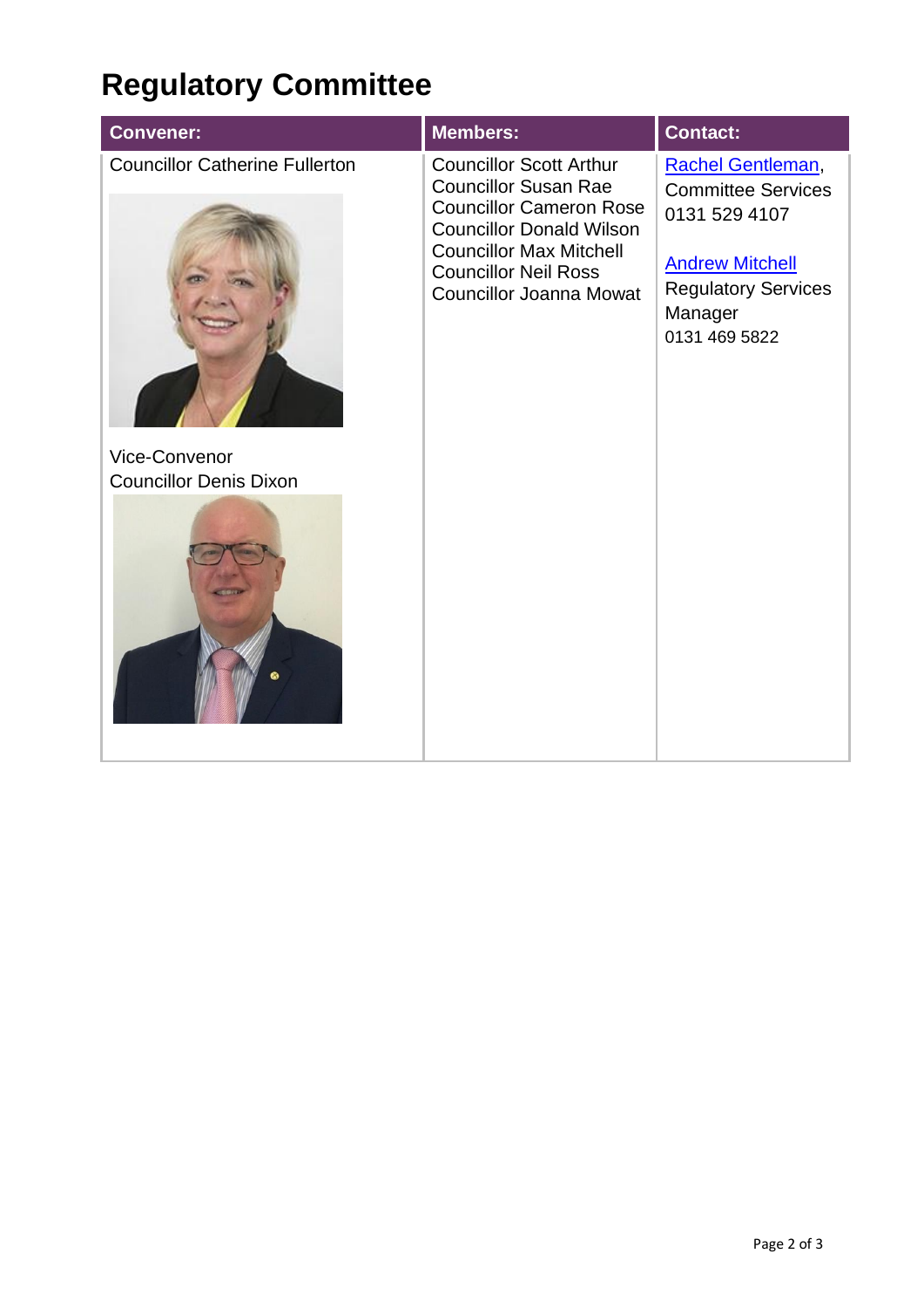# Regulatory Committee

| Convener: | Members: | Contact: |
|---|---|---|
| Councillor Catherine Fullerton<br><br>Vice-Convenor<br>Councillor Denis Dixon | Councillor Scott Arthur<br>Councillor Susan Rae<br>Councillor Cameron Rose<br>Councillor Donald Wilson<br>Councillor Max Mitchell<br>Councillor Neil Ross<br>Councillor Joanna Mowat | Rachel Gentleman,<br>Committee Services<br>0131 529 4107<br><br>Andrew Mitchell<br>Regulatory Services Manager<br>0131 469 5822 |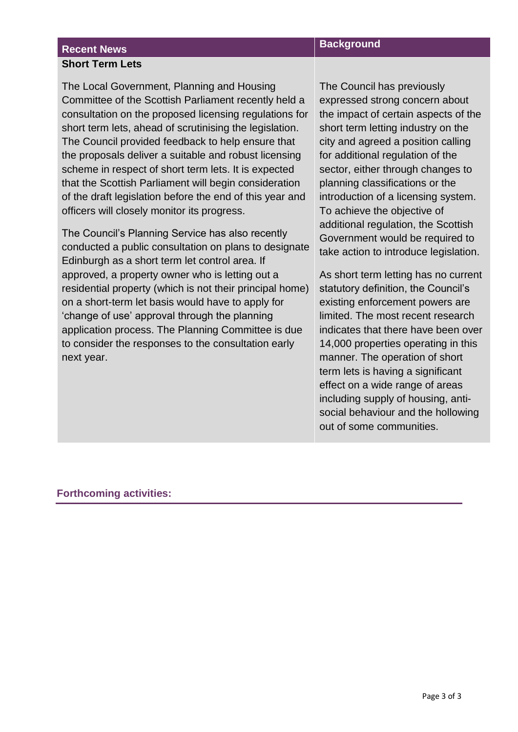## Recent News

### Short Term Lets

The Local Government, Planning and Housing Committee of the Scottish Parliament recently held a consultation on the proposed licensing regulations for short term lets, ahead of scrutinising the legislation. The Council provided feedback to help ensure that the proposals deliver a suitable and robust licensing scheme in respect of short term lets. It is expected that the Scottish Parliament will begin consideration of the draft legislation before the end of this year and officers will closely monitor its progress.

The Council's Planning Service has also recently conducted a public consultation on plans to designate Edinburgh as a short term let control area. If approved, a property owner who is letting out a residential property (which is not their principal home) on a short-term let basis would have to apply for 'change of use' approval through the planning application process. The Planning Committee is due to consider the responses to the consultation early next year.

## Background

The Council has previously expressed strong concern about the impact of certain aspects of the short term letting industry on the city and agreed a position calling for additional regulation of the sector, either through changes to planning classifications or the introduction of a licensing system. To achieve the objective of additional regulation, the Scottish Government would be required to take action to introduce legislation.

As short term letting has no current statutory definition, the Council's existing enforcement powers are limited. The most recent research indicates that there have been over 14,000 properties operating in this manner. The operation of short term lets is having a significant effect on a wide range of areas including supply of housing, anti-social behaviour and the hollowing out of some communities.

## Forthcoming activities: